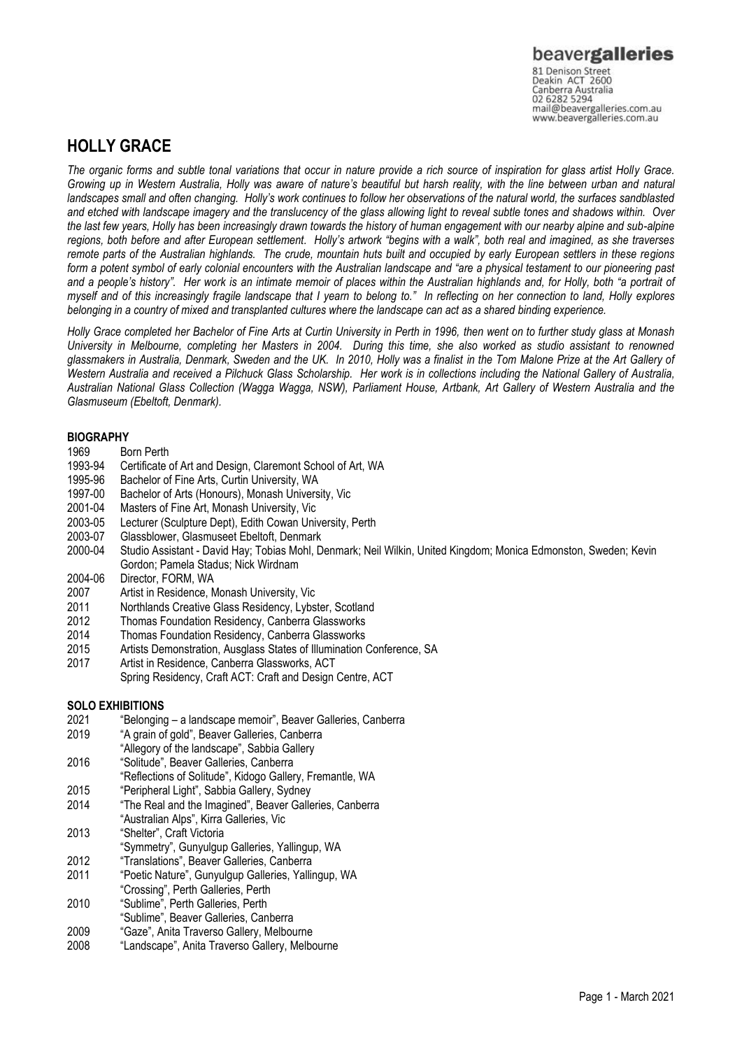beavergalleries
81 Denison Street
Deakin ACT 2600
Canberra Australia
02 6282 5294
mail@beavergalleries.com.au
www.beavergalleries.com.au

# HOLLY GRACE

*The organic forms and subtle tonal variations that occur in nature provide a rich source of inspiration for glass artist Holly Grace. Growing up in Western Australia, Holly was aware of nature's beautiful but harsh reality, with the line between urban and natural landscapes small and often changing. Holly's work continues to follow her observations of the natural world, the surfaces sandblasted and etched with landscape imagery and the translucency of the glass allowing light to reveal subtle tones and shadows within. Over the last few years, Holly has been increasingly drawn towards the history of human engagement with our nearby alpine and sub-alpine regions, both before and after European settlement. Holly's artwork "begins with a walk", both real and imagined, as she traverses remote parts of the Australian highlands. The crude, mountain huts built and occupied by early European settlers in these regions form a potent symbol of early colonial encounters with the Australian landscape and "are a physical testament to our pioneering past and a people's history". Her work is an intimate memoir of places within the Australian highlands and, for Holly, both "a portrait of myself and of this increasingly fragile landscape that I yearn to belong to." In reflecting on her connection to land, Holly explores belonging in a country of mixed and transplanted cultures where the landscape can act as a shared binding experience.*

*Holly Grace completed her Bachelor of Fine Arts at Curtin University in Perth in 1996, then went on to further study glass at Monash University in Melbourne, completing her Masters in 2004. During this time, she also worked as studio assistant to renowned glassmakers in Australia, Denmark, Sweden and the UK. In 2010, Holly was a finalist in the Tom Malone Prize at the Art Gallery of Western Australia and received a Pilchuck Glass Scholarship. Her work is in collections including the National Gallery of Australia, Australian National Glass Collection (Wagga Wagga, NSW), Parliament House, Artbank, Art Gallery of Western Australia and the Glasmuseum (Ebeltoft, Denmark).*

## BIOGRAPHY

1969 Born Perth
1993-94 Certificate of Art and Design, Claremont School of Art, WA
1995-96 Bachelor of Fine Arts, Curtin University, WA
1997-00 Bachelor of Arts (Honours), Monash University, Vic
2001-04 Masters of Fine Art, Monash University, Vic
2003-05 Lecturer (Sculpture Dept), Edith Cowan University, Perth
2003-07 Glassblower, Glasmuseet Ebeltoft, Denmark
2000-04 Studio Assistant - David Hay; Tobias Mohl, Denmark; Neil Wilkin, United Kingdom; Monica Edmonston, Sweden; Kevin Gordon; Pamela Stadus; Nick Wirdnam
2004-06 Director, FORM, WA
2007 Artist in Residence, Monash University, Vic
2011 Northlands Creative Glass Residency, Lybster, Scotland
2012 Thomas Foundation Residency, Canberra Glassworks
2014 Thomas Foundation Residency, Canberra Glassworks
2015 Artists Demonstration, Ausglass States of Illumination Conference, SA
2017 Artist in Residence, Canberra Glassworks, ACT
Spring Residency, Craft ACT: Craft and Design Centre, ACT

## SOLO EXHIBITIONS

2021 "Belonging – a landscape memoir", Beaver Galleries, Canberra
2019 "A grain of gold", Beaver Galleries, Canberra
"Allegory of the landscape", Sabbia Gallery
2016 "Solitude", Beaver Galleries, Canberra
"Reflections of Solitude", Kidogo Gallery, Fremantle, WA
2015 "Peripheral Light", Sabbia Gallery, Sydney
2014 "The Real and the Imagined", Beaver Galleries, Canberra
"Australian Alps", Kirra Galleries, Vic
2013 "Shelter", Craft Victoria
"Symmetry", Gunyulgup Galleries, Yallingup, WA
2012 "Translations", Beaver Galleries, Canberra
2011 "Poetic Nature", Gunyulgup Galleries, Yallingup, WA
"Crossing", Perth Galleries, Perth
2010 "Sublime", Perth Galleries, Perth
"Sublime", Beaver Galleries, Canberra
2009 "Gaze", Anita Traverso Gallery, Melbourne
2008 "Landscape", Anita Traverso Gallery, Melbourne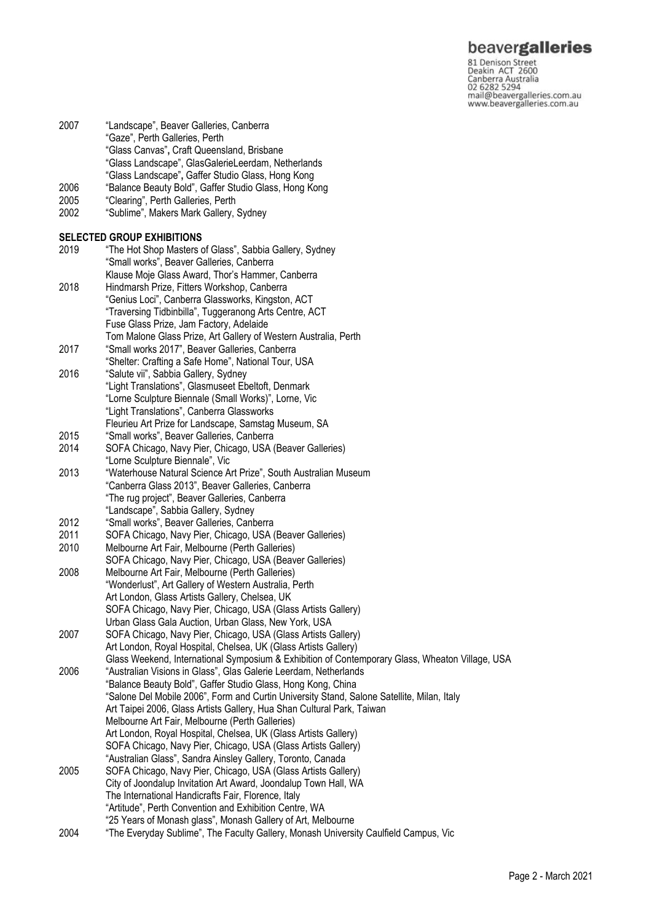| | |
|---|---|
| 2007 | "Landscape", Beaver Galleries, Canberra |
| | "Gaze", Perth Galleries, Perth |
| | "Glass Canvas", Craft Queensland, Brisbane |
| | "Glass Landscape", GlasGalerieLeerdam, Netherlands |
| | "Glass Landscape", Gaffer Studio Glass, Hong Kong |
| 2006 | "Balance Beauty Bold", Gaffer Studio Glass, Hong Kong |
| 2005 | "Clearing", Perth Galleries, Perth |
| 2002 | "Sublime", Makers Mark Gallery, Sydney |

**SELECTED GROUP EXHIBITIONS**

| | |
|---|---|
| 2019 | "The Hot Shop Masters of Glass", Sabbia Gallery, Sydney |
| | "Small works", Beaver Galleries, Canberra |
| | Klause Moje Glass Award, Thor's Hammer, Canberra |
| 2018 | Hindmarsh Prize, Fitters Workshop, Canberra |
| | "Genius Loci", Canberra Glassworks, Kingston, ACT |
| | "Traversing Tidbinbilla", Tuggeranong Arts Centre, ACT |
| | Fuse Glass Prize, Jam Factory, Adelaide |
| | Tom Malone Glass Prize, Art Gallery of Western Australia, Perth |
| 2017 | "Small works 2017", Beaver Galleries, Canberra |
| | "Shelter: Crafting a Safe Home", National Tour, USA |
| 2016 | "Salute vii", Sabbia Gallery, Sydney |
| | "Light Translations", Glasmuseet Ebeltoft, Denmark |
| | "Lorne Sculpture Biennale (Small Works)", Lorne, Vic |
| | "Light Translations", Canberra Glassworks |
| | Fleurieu Art Prize for Landscape, Samstag Museum, SA |
| 2015 | "Small works", Beaver Galleries, Canberra |
| 2014 | SOFA Chicago, Navy Pier, Chicago, USA (Beaver Galleries) |
| | "Lorne Sculpture Biennale", Vic |
| 2013 | "Waterhouse Natural Science Art Prize", South Australian Museum |
| | "Canberra Glass 2013", Beaver Galleries, Canberra |
| | "The rug project", Beaver Galleries, Canberra |
| | "Landscape", Sabbia Gallery, Sydney |
| 2012 | "Small works", Beaver Galleries, Canberra |
| 2011 | SOFA Chicago, Navy Pier, Chicago, USA (Beaver Galleries) |
| 2010 | Melbourne Art Fair, Melbourne (Perth Galleries) |
| | SOFA Chicago, Navy Pier, Chicago, USA (Beaver Galleries) |
| 2008 | Melbourne Art Fair, Melbourne (Perth Galleries) |
| | "Wonderlust", Art Gallery of Western Australia, Perth |
| | Art London, Glass Artists Gallery, Chelsea, UK |
| | SOFA Chicago, Navy Pier, Chicago, USA (Glass Artists Gallery) |
| | Urban Glass Gala Auction, Urban Glass, New York, USA |
| 2007 | SOFA Chicago, Navy Pier, Chicago, USA (Glass Artists Gallery) |
| | Art London, Royal Hospital, Chelsea, UK (Glass Artists Gallery) |
| | Glass Weekend, International Symposium & Exhibition of Contemporary Glass, Wheaton Village, USA |
| 2006 | "Australian Visions in Glass", Glas Galerie Leerdam, Netherlands |
| | "Balance Beauty Bold", Gaffer Studio Glass, Hong Kong, China |
| | "Salone Del Mobile 2006", Form and Curtin University Stand, Salone Satellite, Milan, Italy |
| | Art Taipei 2006, Glass Artists Gallery, Hua Shan Cultural Park, Taiwan |
| | Melbourne Art Fair, Melbourne (Perth Galleries) |
| | Art London, Royal Hospital, Chelsea, UK (Glass Artists Gallery) |
| | SOFA Chicago, Navy Pier, Chicago, USA (Glass Artists Gallery) |
| | "Australian Glass", Sandra Ainsley Gallery, Toronto, Canada |
| 2005 | SOFA Chicago, Navy Pier, Chicago, USA (Glass Artists Gallery) |
| | City of Joondalup Invitation Art Award, Joondalup Town Hall, WA |
| | The International Handicrafts Fair, Florence, Italy |
| | "Artitude", Perth Convention and Exhibition Centre, WA |
| | "25 Years of Monash glass", Monash Gallery of Art, Melbourne |
| 2004 | "The Everyday Sublime", The Faculty Gallery, Monash University Caulfield Campus, Vic |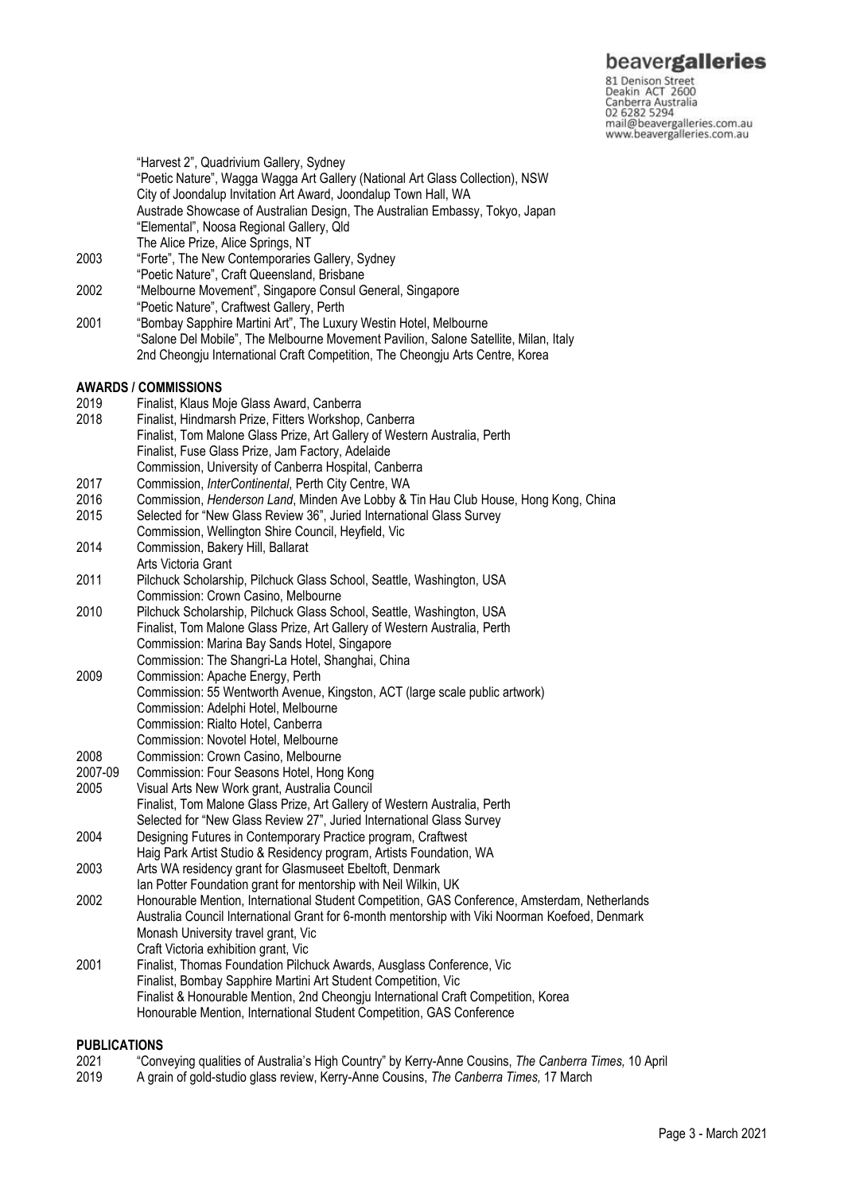"Harvest 2", Quadrivium Gallery, Sydney
"Poetic Nature", Wagga Wagga Art Gallery (National Art Glass Collection), NSW
City of Joondalup Invitation Art Award, Joondalup Town Hall, WA
Austrade Showcase of Australian Design, The Australian Embassy, Tokyo, Japan
"Elemental", Noosa Regional Gallery, Qld
The Alice Prize, Alice Springs, NT

2003 "Forte", The New Contemporaries Gallery, Sydney
"Poetic Nature", Craft Queensland, Brisbane

2002 "Melbourne Movement", Singapore Consul General, Singapore
"Poetic Nature", Craftwest Gallery, Perth

2001 "Bombay Sapphire Martini Art", The Luxury Westin Hotel, Melbourne
"Salone Del Mobile", The Melbourne Movement Pavilion, Salone Satellite, Milan, Italy
2nd Cheongju International Craft Competition, The Cheongju Arts Centre, Korea

**AWARDS / COMMISSIONS**

2019 Finalist, Klaus Moje Glass Award, Canberra

2018 Finalist, Hindmarsh Prize, Fitters Workshop, Canberra
Finalist, Tom Malone Glass Prize, Art Gallery of Western Australia, Perth
Finalist, Fuse Glass Prize, Jam Factory, Adelaide
Commission, University of Canberra Hospital, Canberra

2017 Commission, *InterContinental*, Perth City Centre, WA

2016 Commission, *Henderson Land*, Minden Ave Lobby & Tin Hau Club House, Hong Kong, China

2015 Selected for "New Glass Review 36", Juried International Glass Survey
Commission, Wellington Shire Council, Heyfield, Vic

2014 Commission, Bakery Hill, Ballarat
Arts Victoria Grant

2011 Pilchuck Scholarship, Pilchuck Glass School, Seattle, Washington, USA
Commission: Crown Casino, Melbourne

2010 Pilchuck Scholarship, Pilchuck Glass School, Seattle, Washington, USA
Finalist, Tom Malone Glass Prize, Art Gallery of Western Australia, Perth
Commission: Marina Bay Sands Hotel, Singapore
Commission: The Shangri-La Hotel, Shanghai, China

2009 Commission: Apache Energy, Perth
Commission: 55 Wentworth Avenue, Kingston, ACT (large scale public artwork)
Commission: Adelphi Hotel, Melbourne
Commission: Rialto Hotel, Canberra
Commission: Novotel Hotel, Melbourne

2008 Commission: Crown Casino, Melbourne

2007-09 Commission: Four Seasons Hotel, Hong Kong

2005 Visual Arts New Work grant, Australia Council
Finalist, Tom Malone Glass Prize, Art Gallery of Western Australia, Perth
Selected for "New Glass Review 27", Juried International Glass Survey

2004 Designing Futures in Contemporary Practice program, Craftwest
Haig Park Artist Studio & Residency program, Artists Foundation, WA

2003 Arts WA residency grant for Glasmuseet Ebeltoft, Denmark
Ian Potter Foundation grant for mentorship with Neil Wilkin, UK

2002 Honourable Mention, International Student Competition, GAS Conference, Amsterdam, Netherlands
Australia Council International Grant for 6-month mentorship with Viki Noorman Koefoed, Denmark
Monash University travel grant, Vic
Craft Victoria exhibition grant, Vic

2001 Finalist, Thomas Foundation Pilchuck Awards, Ausglass Conference, Vic
Finalist, Bombay Sapphire Martini Art Student Competition, Vic
Finalist & Honourable Mention, 2nd Cheongju International Craft Competition, Korea
Honourable Mention, International Student Competition, GAS Conference

**PUBLICATIONS**

2021 "Conveying qualities of Australia's High Country" by Kerry-Anne Cousins, *The Canberra Times,* 10 April

2019 A grain of gold-studio glass review, Kerry-Anne Cousins, *The Canberra Times,* 17 March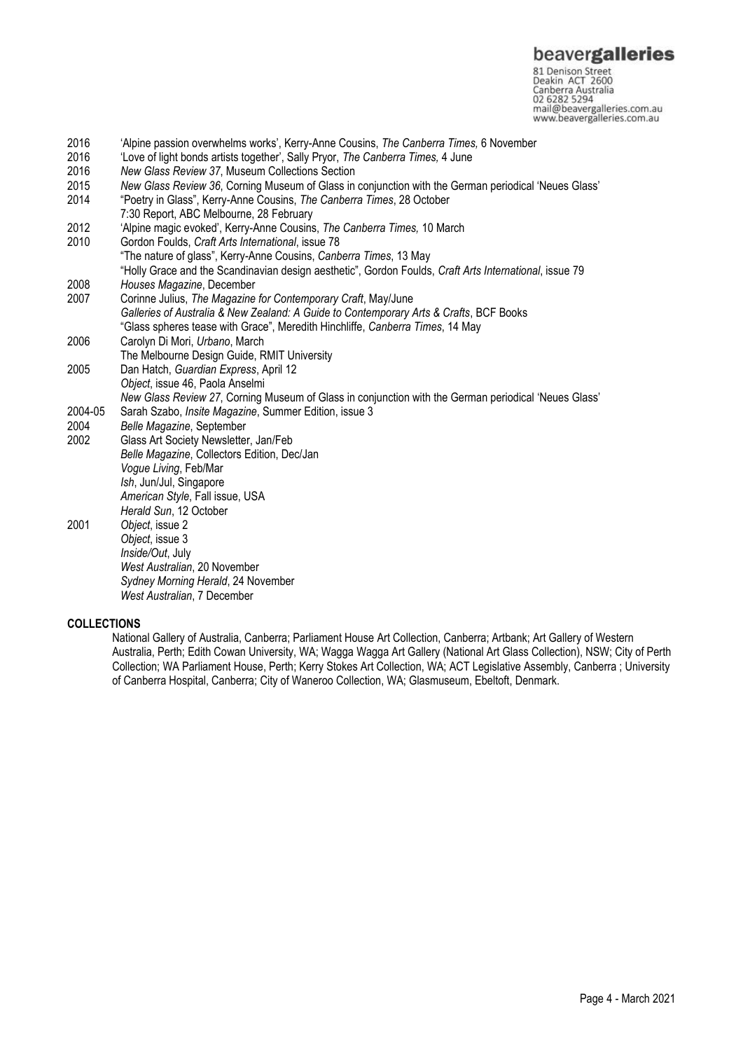2016 'Alpine passion overwhelms works', Kerry-Anne Cousins, *The Canberra Times,* 6 November
2016 'Love of light bonds artists together', Sally Pryor, *The Canberra Times,* 4 June
2016 *New Glass Review 37*, Museum Collections Section
2015 *New Glass Review 36*, Corning Museum of Glass in conjunction with the German periodical 'Neues Glass'
2014 "Poetry in Glass", Kerry-Anne Cousins, *The Canberra Times*, 28 October
7:30 Report, ABC Melbourne, 28 February
2012 'Alpine magic evoked', Kerry-Anne Cousins, *The Canberra Times,* 10 March
2010 Gordon Foulds, *Craft Arts International*, issue 78
"The nature of glass", Kerry-Anne Cousins, *Canberra Times*, 13 May
"Holly Grace and the Scandinavian design aesthetic", Gordon Foulds, *Craft Arts International*, issue 79
2008 *Houses Magazine*, December
2007 Corinne Julius, *The Magazine for Contemporary Craft*, May/June
*Galleries of Australia & New Zealand: A Guide to Contemporary Arts & Crafts*, BCF Books
"Glass spheres tease with Grace", Meredith Hinchliffe, *Canberra Times*, 14 May
2006 Carolyn Di Mori, *Urbano*, March
The Melbourne Design Guide, RMIT University
2005 Dan Hatch, *Guardian Express*, April 12
*Object*, issue 46, Paola Anselmi
*New Glass Review 27*, Corning Museum of Glass in conjunction with the German periodical 'Neues Glass'
2004-05 Sarah Szabo, *Insite Magazine*, Summer Edition, issue 3
2004 *Belle Magazine*, September
2002 Glass Art Society Newsletter, Jan/Feb
*Belle Magazine*, Collectors Edition, Dec/Jan
*Vogue Living*, Feb/Mar
*Ish*, Jun/Jul, Singapore
*American Style*, Fall issue, USA
*Herald Sun*, 12 October
2001 *Object*, issue 2
*Object*, issue 3
*Inside/Out*, July
*West Australian*, 20 November
*Sydney Morning Herald*, 24 November
*West Australian*, 7 December

**COLLECTIONS**

National Gallery of Australia, Canberra; Parliament House Art Collection, Canberra; Artbank; Art Gallery of Western Australia, Perth; Edith Cowan University, WA; Wagga Wagga Art Gallery (National Art Glass Collection), NSW; City of Perth Collection; WA Parliament House, Perth; Kerry Stokes Art Collection, WA; ACT Legislative Assembly, Canberra ; University of Canberra Hospital, Canberra; City of Waneroo Collection, WA; Glasmuseum, Ebeltoft, Denmark.